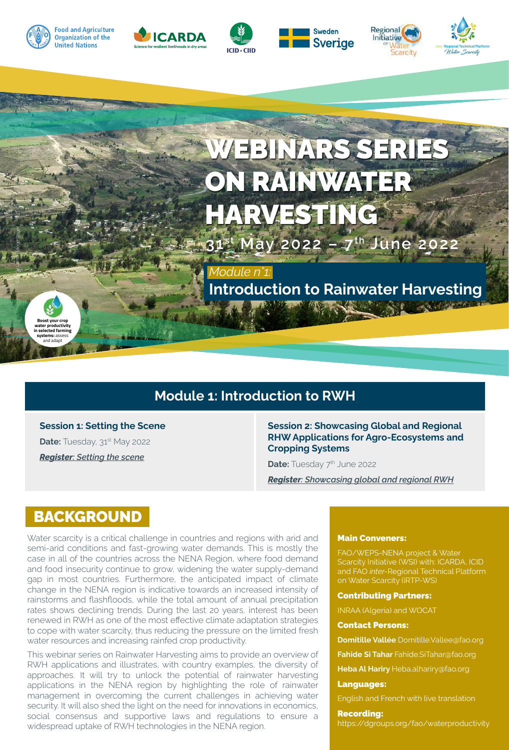Food and Agriculture Organization of the United Nations | ICARDA Science for resilient livelihoods in dry areas | ICID • CIID | Sweden Sverige | Regional Initiative on Water Scarcity | inter-Regional Technical Platform Water Scarcity

# WEBINARS SERIES ON RAINWATER HARVESTING

**31st May 2022 – 7th June 2022**

*Module n°1:*

**Introduction to Rainwater Harvesting**

**Boost your crop water productivity in selected farming systems:** assess and adapt

## Module 1: Introduction to RWH

### Session 1: Setting the Scene

**Date:** Tuesday, 31st May 2022

***Register**: Setting the scene*

### Session 2: Showcasing Global and Regional RHW Applications for Agro-Ecosystems and Cropping Systems

**Date:** Tuesday 7th June 2022

***Register**: Showcasing global and regional RWH*

## BACKGROUND

Water scarcity is a critical challenge in countries and regions with arid and semi-arid conditions and fast-growing water demands. This is mostly the case in all of the countries across the NENA Region, where food demand and food insecurity continue to grow, widening the water supply-demand gap in most countries. Furthermore, the anticipated impact of climate change in the NENA region is indicative towards an increased intensity of rainstorms and flashfloods, while the total amount of annual precipitation rates shows declining trends. During the last 20 years, interest has been renewed in RWH as one of the most effective climate adaptation strategies to cope with water scarcity, thus reducing the pressure on the limited fresh water resources and increasing rainfed crop productivity.

This webinar series on Rainwater Harvesting aims to provide an overview of RWH applications and illustrates, with country examples, the diversity of approaches. It will try to unlock the potential of rainwater harvesting applications in the NENA region by highlighting the role of rainwater management in overcoming the current challenges in achieving water security. It will also shed the light on the need for innovations in economics, social consensus and supportive laws and regulations to ensure a widespread uptake of RWH technologies in the NENA region.

**Main Conveners:**

FAO/WEPS-NENA project & Water Scarcity Initiative (WSI) with: ICARDA, ICID and FAO *inter*-Regional Technical Platform on Water Scarcity (iRTP-WS)

**Contributing Partners:**

INRAA (Algeria) and WOCAT

**Contact Persons:**

**Domitille Vallée** Domitille.Vallee@fao.org

**Fahide Si Tahar** Fahide.SiTahar@fao.org

**Heba Al Hariry** Heba.alhariry@fao.org

**Languages:**

English and French with live translation

**Recording:**

https://dgroups.org/fao/waterproductivity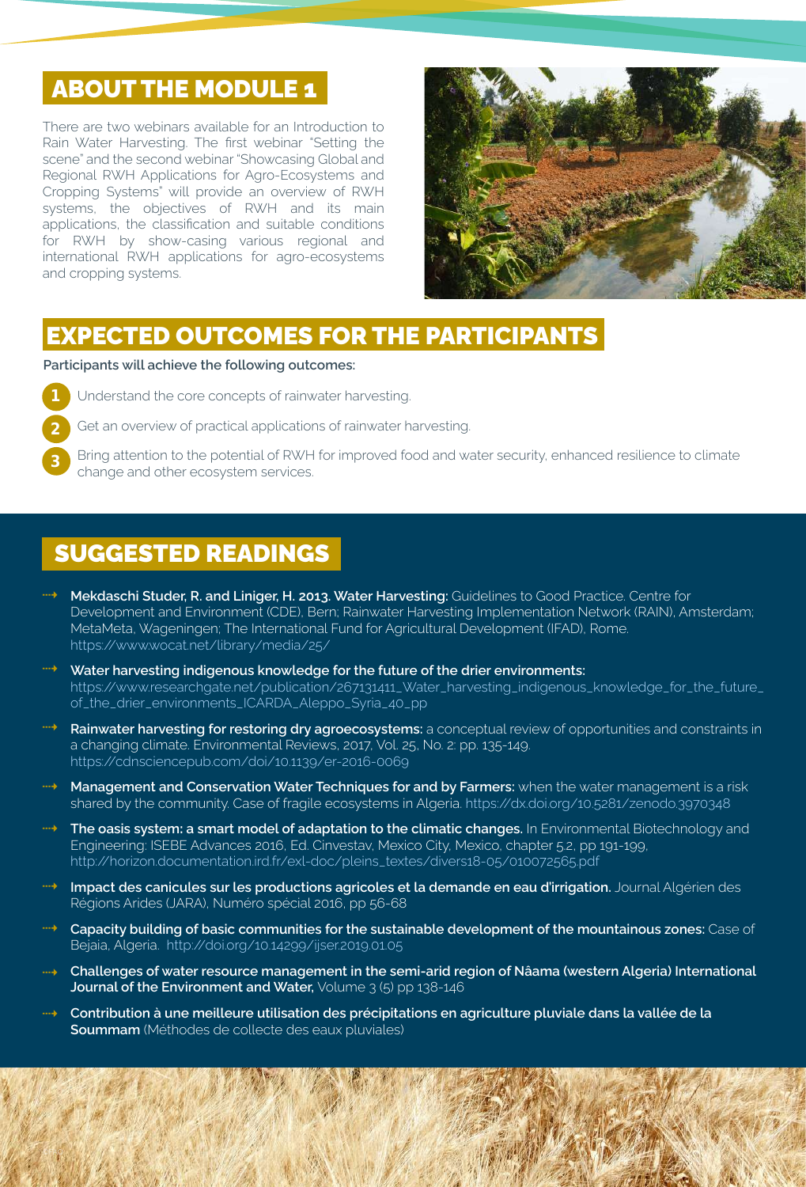## ABOUT THE MODULE 1

There are two webinars available for an Introduction to Rain Water Harvesting. The first webinar "Setting the scene" and the second webinar "Showcasing Global and Regional RWH Applications for Agro-Ecosystems and Cropping Systems" will provide an overview of RWH systems, the objectives of RWH and its main applications, the classification and suitable conditions for RWH by show-casing various regional and international RWH applications for agro-ecosystems and cropping systems.

## EXPECTED OUTCOMES FOR THE PARTICIPANTS

**Participants will achieve the following outcomes:**

1. Understand the core concepts of rainwater harvesting.
2. Get an overview of practical applications of rainwater harvesting.
3. Bring attention to the potential of RWH for improved food and water security, enhanced resilience to climate change and other ecosystem services.

## SUGGESTED READINGS

- **Mekdaschi Studer, R. and Liniger, H. 2013. Water Harvesting:** Guidelines to Good Practice. Centre for Development and Environment (CDE), Bern; Rainwater Harvesting Implementation Network (RAIN), Amsterdam; MetaMeta, Wageningen; The International Fund for Agricultural Development (IFAD), Rome. https://www.wocat.net/library/media/25/
- **Water harvesting indigenous knowledge for the future of the drier environments:** https://www.researchgate.net/publication/267131411_Water_harvesting_indigenous_knowledge_for_the_future_of_the_drier_environments_ICARDA_Aleppo_Syria_40_pp
- **Rainwater harvesting for restoring dry agroecosystems:** a conceptual review of opportunities and constraints in a changing climate. Environmental Reviews, 2017, Vol. 25, No. 2: pp. 135-149. https://cdnsciencepub.com/doi/10.1139/er-2016-0069
- **Management and Conservation Water Techniques for and by Farmers:** when the water management is a risk shared by the community. Case of fragile ecosystems in Algeria. https://dx.doi.org/10.5281/zenodo.3970348
- **The oasis system: a smart model of adaptation to the climatic changes.** In Environmental Biotechnology and Engineering: ISEBE Advances 2016, Ed. Cinvestav, Mexico City, Mexico, chapter 5.2, pp 191-199, http://horizon.documentation.ird.fr/exl-doc/pleins_textes/divers18-05/010072565.pdf
- **Impact des canicules sur les productions agricoles et la demande en eau d'irrigation.** Journal Algérien des Régions Arides (JARA), Numéro spécial 2016, pp 56-68
- **Capacity building of basic communities for the sustainable development of the mountainous zones:** Case of Bejaia, Algeria. http://doi.org/10.14299/ijser.2019.01.05
- **Challenges of water resource management in the semi-arid region of Nâama (western Algeria) International Journal of the Environment and Water,** Volume 3 (5) pp 138-146
- **Contribution à une meilleure utilisation des précipitations en agriculture pluviale dans la vallée de la Soummam** (Méthodes de collecte des eaux pluviales)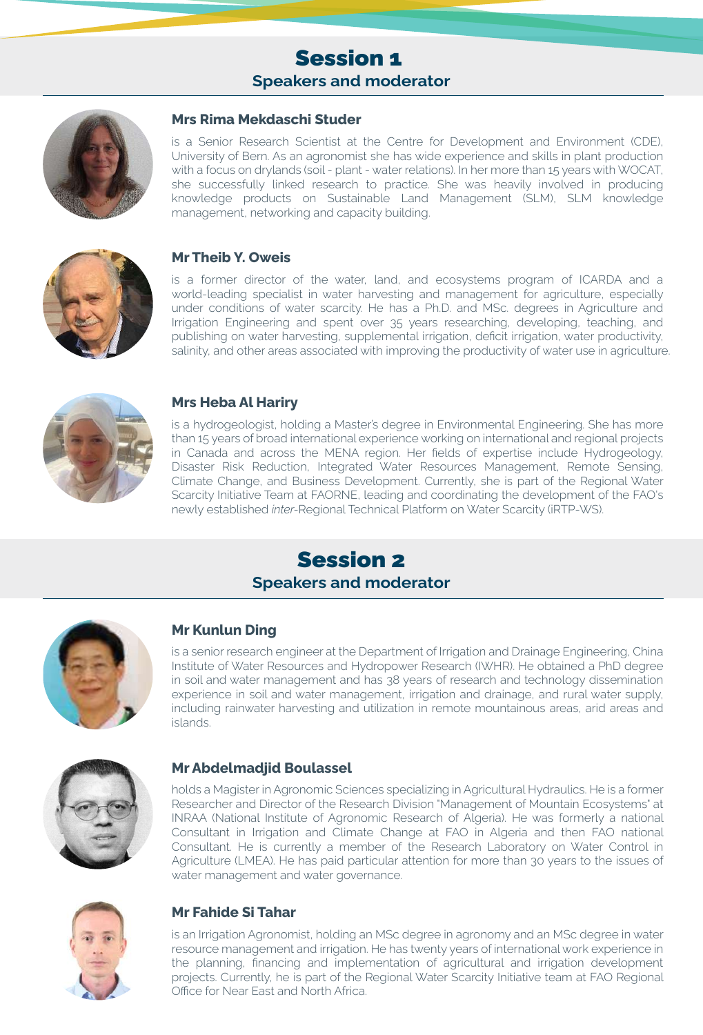# Session 1

## Speakers and moderator

### Mrs Rima Mekdaschi Studer

is a Senior Research Scientist at the Centre for Development and Environment (CDE), University of Bern. As an agronomist she has wide experience and skills in plant production with a focus on drylands (soil - plant - water relations). In her more than 15 years with WOCAT, she successfully linked research to practice. She was heavily involved in producing knowledge products on Sustainable Land Management (SLM), SLM knowledge management, networking and capacity building.

### Mr Theib Y. Oweis

is a former director of the water, land, and ecosystems program of ICARDA and a world-leading specialist in water harvesting and management for agriculture, especially under conditions of water scarcity. He has a Ph.D. and MSc. degrees in Agriculture and Irrigation Engineering and spent over 35 years researching, developing, teaching, and publishing on water harvesting, supplemental irrigation, deficit irrigation, water productivity, salinity, and other areas associated with improving the productivity of water use in agriculture.

### Mrs Heba Al Hariry

is a hydrogeologist, holding a Master's degree in Environmental Engineering. She has more than 15 years of broad international experience working on international and regional projects in Canada and across the MENA region. Her fields of expertise include Hydrogeology, Disaster Risk Reduction, Integrated Water Resources Management, Remote Sensing, Climate Change, and Business Development. Currently, she is part of the Regional Water Scarcity Initiative Team at FAORNE, leading and coordinating the development of the FAO's newly established *inter*-Regional Technical Platform on Water Scarcity (iRTP-WS).

# Session 2

## Speakers and moderator

### Mr Kunlun Ding

is a senior research engineer at the Department of Irrigation and Drainage Engineering, China Institute of Water Resources and Hydropower Research (IWHR). He obtained a PhD degree in soil and water management and has 38 years of research and technology dissemination experience in soil and water management, irrigation and drainage, and rural water supply, including rainwater harvesting and utilization in remote mountainous areas, arid areas and islands.

### Mr Abdelmadjid Boulassel

holds a Magister in Agronomic Sciences specializing in Agricultural Hydraulics. He is a former Researcher and Director of the Research Division "Management of Mountain Ecosystems" at INRAA (National Institute of Agronomic Research of Algeria). He was formerly a national Consultant in Irrigation and Climate Change at FAO in Algeria and then FAO national Consultant. He is currently a member of the Research Laboratory on Water Control in Agriculture (LMEA). He has paid particular attention for more than 30 years to the issues of water management and water governance.

### Mr Fahide Si Tahar

is an Irrigation Agronomist, holding an MSc degree in agronomy and an MSc degree in water resource management and irrigation. He has twenty years of international work experience in the planning, financing and implementation of agricultural and irrigation development projects. Currently, he is part of the Regional Water Scarcity Initiative team at FAO Regional Office for Near East and North Africa.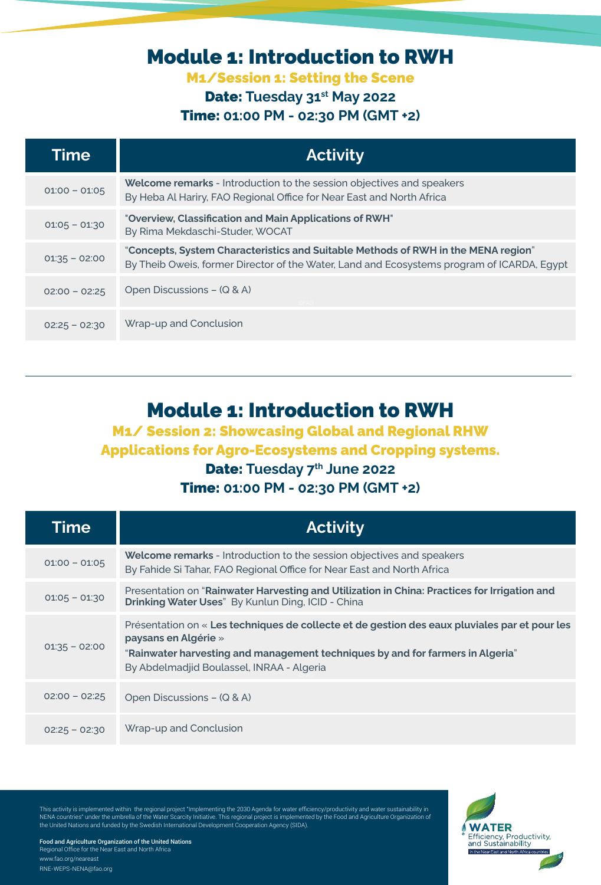# Module 1: Introduction to RWH

## M1/Session 1: Setting the Scene

**Date:** Tuesday 31st May 2022

**Time:** 01:00 PM - 02:30 PM (GMT +2)

| Time | Activity |
|---|---|
| 01:00 – 01:05 | **Welcome remarks** - Introduction to the session objectives and speakers<br>By Heba Al Hariry, FAO Regional Office for Near East and North Africa |
| 01:05 – 01:30 | **"Overview, Classification and Main Applications of RWH"**<br>By Rima Mekdaschi-Studer, WOCAT |
| 01:35 – 02:00 | "**Concepts, System Characteristics and Suitable Methods of RWH in the MENA region**"<br>By Theib Oweis, former Director of the Water, Land and Ecosystems program of ICARDA, Egypt |
| 02:00 – 02:25 | Open Discussions – (Q & A) |
| 02:25 – 02:30 | Wrap-up and Conclusion |

---

# Module 1: Introduction to RWH

## M1/ Session 2: Showcasing Global and Regional RHW Applications for Agro-Ecosystems and Cropping systems.

**Date:** Tuesday 7th June 2022

**Time:** 01:00 PM - 02:30 PM (GMT +2)

| Time | Activity |
|---|---|
| 01:00 – 01:05 | **Welcome remarks** - Introduction to the session objectives and speakers<br>By Fahide Si Tahar, FAO Regional Office for Near East and North Africa |
| 01:05 – 01:30 | Presentation on "**Rainwater Harvesting and Utilization in China: Practices for Irrigation and Drinking Water Uses**" By Kunlun Ding, ICID - China |
| 01:35 – 02:00 | Présentation on « **Les techniques de collecte et de gestion des eaux pluviales par et pour les paysans en Algérie** »<br>"**Rainwater harvesting and management techniques by and for farmers in Algeria**"<br>By Abdelmadjid Boulassel, INRAA - Algeria |
| 02:00 – 02:25 | Open Discussions – (Q & A) |
| 02:25 – 02:30 | Wrap-up and Conclusion |

This activity is implemented within the regional project "Implementing the 2030 Agenda for water efficiency/productivity and water sustainability in NENA countries" under the umbrella of the Water Scarcity Initiative. This regional project is implemented by the Food and Agriculture Organization of the United Nations and funded by the Swedish International Development Cooperation Agency (SIDA).

**Food and Agriculture Organization of the United Nations**
Regional Office for the Near East and North Africa
www.fao.org/neareast
RNE-WEPS-NENA@fao.org

WATER Efficiency, Productivity, and Sustainability in the Near East and North Africa countries